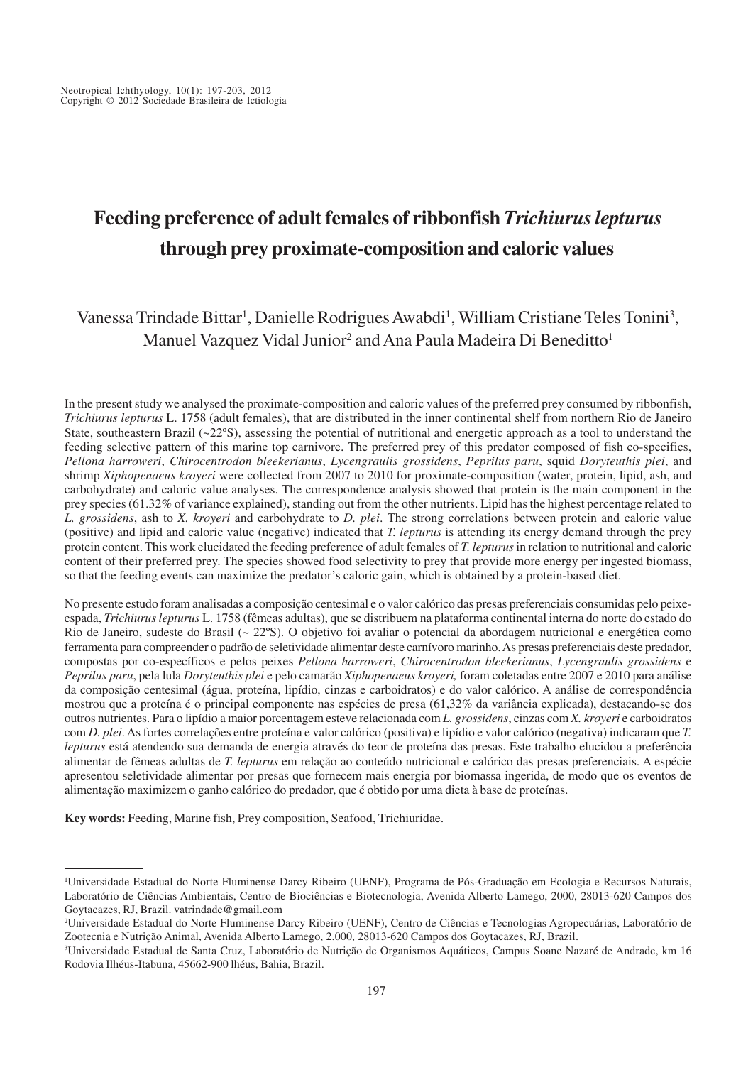# Feeding preference of adult females of ribbonfish *Trichiurus lepturus* through prey proximate-composition and caloric values

Vanessa Trindade Bittar[1], Danielle Rodrigues Awabdi[1], William Cristiane Teles Tonini[3], Manuel Vazquez Vidal Junior[2] and Ana Paula Madeira Di Beneditto[1]

In the present study we analysed the proximate-composition and caloric values of the preferred prey consumed by ribbonfish, *Trichiurus lepturus* L. 1758 (adult females), that are distributed in the inner continental shelf from northern Rio de Janeiro State, southeastern Brazil (~22ºS), assessing the potential of nutritional and energetic approach as a tool to understand the feeding selective pattern of this marine top carnivore. The preferred prey of this predator composed of fish co-specifics, *Pellona harroweri*, *Chirocentrodon bleekerianus*, *Lycengraulis grossidens*, *Peprilus paru*, squid *Doryteuthis plei*, and shrimp *Xiphopenaeus kroyeri* were collected from 2007 to 2010 for proximate-composition (water, protein, lipid, ash, and carbohydrate) and caloric value analyses. The correspondence analysis showed that protein is the main component in the prey species (61.32% of variance explained), standing out from the other nutrients. Lipid has the highest percentage related to *L. grossidens*, ash to *X. kroyeri* and carbohydrate to *D. plei*. The strong correlations between protein and caloric value (positive) and lipid and caloric value (negative) indicated that *T. lepturus* is attending its energy demand through the prey protein content. This work elucidated the feeding preference of adult females of *T. lepturus* in relation to nutritional and caloric content of their preferred prey. The species showed food selectivity to prey that provide more energy per ingested biomass, so that the feeding events can maximize the predator's caloric gain, which is obtained by a protein-based diet.

No presente estudo foram analisadas a composição centesimal e o valor calórico das presas preferenciais consumidas pelo peixe-espada, *Trichiurus lepturus* L. 1758 (fêmeas adultas), que se distribuem na plataforma continental interna do norte do estado do Rio de Janeiro, sudeste do Brasil (~ 22ºS). O objetivo foi avaliar o potencial da abordagem nutricional e energética como ferramenta para compreender o padrão de seletividade alimentar deste carnívoro marinho. As presas preferenciais deste predador, compostas por co-específicos e pelos peixes *Pellona harroweri*, *Chirocentrodon bleekerianus*, *Lycengraulis grossidens* e *Peprilus paru*, pela lula *Doryteuthis plei* e pelo camarão *Xiphopenaeus kroyeri,* foram coletadas entre 2007 e 2010 para análise da composição centesimal (água, proteína, lipídio, cinzas e carboidratos) e do valor calórico. A análise de correspondência mostrou que a proteína é o principal componente nas espécies de presa (61,32% da variância explicada), destacando-se dos outros nutrientes. Para o lipídio a maior porcentagem esteve relacionada com *L. grossidens*, cinzas com *X. kroyeri* e carboidratos com *D. plei*. As fortes correlações entre proteína e valor calórico (positiva) e lipídio e valor calórico (negativa) indicaram que *T. lepturus* está atendendo sua demanda de energia através do teor de proteína das presas. Este trabalho elucidou a preferência alimentar de fêmeas adultas de *T. lepturus* em relação ao conteúdo nutricional e calórico das presas preferenciais. A espécie apresentou seletividade alimentar por presas que fornecem mais energia por biomassa ingerida, de modo que os eventos de alimentação maximizem o ganho calórico do predador, que é obtido por uma dieta à base de proteínas.

**Key words:** Feeding, Marine fish, Prey composition, Seafood, Trichiuridae.

---

[1]Universidade Estadual do Norte Fluminense Darcy Ribeiro (UENF), Programa de Pós-Graduação em Ecologia e Recursos Naturais, Laboratório de Ciências Ambientais, Centro de Biociências e Biotecnologia, Avenida Alberto Lamego, 2000, 28013-620 Campos dos Goytacazes, RJ, Brazil. vatrindade@gmail.com

[2]Universidade Estadual do Norte Fluminense Darcy Ribeiro (UENF), Centro de Ciências e Tecnologias Agropecuárias, Laboratório de Zootecnia e Nutrição Animal, Avenida Alberto Lamego, 2.000, 28013-620 Campos dos Goytacazes, RJ, Brazil.

[3]Universidade Estadual de Santa Cruz, Laboratório de Nutrição de Organismos Aquáticos, Campus Soane Nazaré de Andrade, km 16 Rodovia Ilhéus-Itabuna, 45662-900 lhéus, Bahia, Brazil.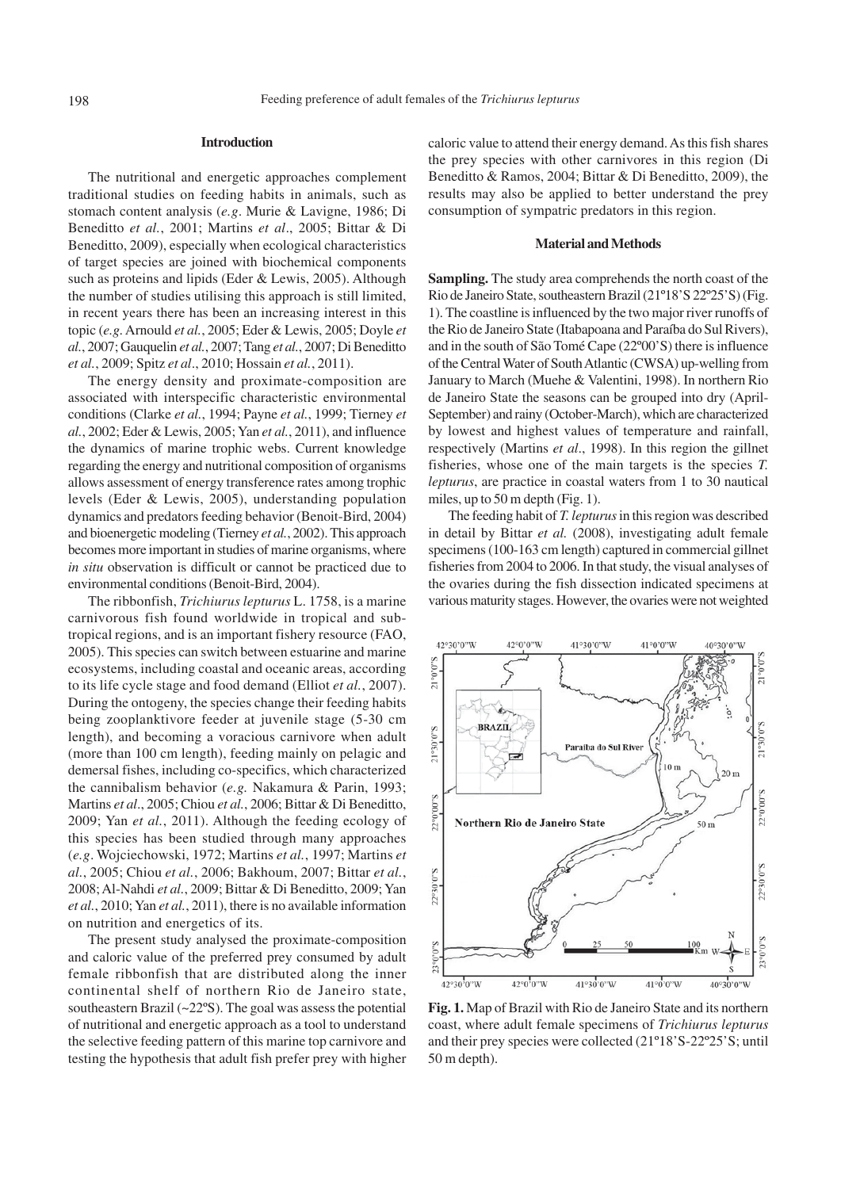## Introduction

The nutritional and energetic approaches complement traditional studies on feeding habits in animals, such as stomach content analysis (*e.g.* Murie & Lavigne, 1986; Di Beneditto *et al.*, 2001; Martins *et al*., 2005; Bittar & Di Beneditto, 2009), especially when ecological characteristics of target species are joined with biochemical components such as proteins and lipids (Eder & Lewis, 2005). Although the number of studies utilising this approach is still limited, in recent years there has been an increasing interest in this topic (*e.g.* Arnould *et al.*, 2005; Eder & Lewis, 2005; Doyle *et al.*, 2007; Gauquelin *et al.*, 2007; Tang *et al.*, 2007; Di Beneditto *et al.*, 2009; Spitz *et al*., 2010; Hossain *et al.*, 2011).

The energy density and proximate-composition are associated with interspecific characteristic environmental conditions (Clarke *et al.*, 1994; Payne *et al.*, 1999; Tierney *et al.*, 2002; Eder & Lewis, 2005; Yan *et al.*, 2011), and influence the dynamics of marine trophic webs. Current knowledge regarding the energy and nutritional composition of organisms allows assessment of energy transference rates among trophic levels (Eder & Lewis, 2005), understanding population dynamics and predators feeding behavior (Benoit-Bird, 2004) and bioenergetic modeling (Tierney *et al.*, 2002). This approach becomes more important in studies of marine organisms, where *in situ* observation is difficult or cannot be practiced due to environmental conditions (Benoit-Bird, 2004).

The ribbonfish, *Trichiurus lepturus* L. 1758, is a marine carnivorous fish found worldwide in tropical and sub-tropical regions, and is an important fishery resource (FAO, 2005). This species can switch between estuarine and marine ecosystems, including coastal and oceanic areas, according to its life cycle stage and food demand (Elliot *et al.*, 2007). During the ontogeny, the species change their feeding habits being zooplanktivore feeder at juvenile stage (5-30 cm length), and becoming a voracious carnivore when adult (more than 100 cm length), feeding mainly on pelagic and demersal fishes, including co-specifics, which characterized the cannibalism behavior (*e.g.* Nakamura & Parin, 1993; Martins *et al*., 2005; Chiou *et al.*, 2006; Bittar & Di Beneditto, 2009; Yan *et al.*, 2011). Although the feeding ecology of this species has been studied through many approaches (*e.g*. Wojciechowski, 1972; Martins *et al.*, 1997; Martins *et al.*, 2005; Chiou *et al.*, 2006; Bakhoum, 2007; Bittar *et al.*, 2008; Al-Nahdi *et al.*, 2009; Bittar & Di Beneditto, 2009; Yan *et al.*, 2010; Yan *et al.*, 2011), there is no available information on nutrition and energetics of its.

The present study analysed the proximate-composition and caloric value of the preferred prey consumed by adult female ribbonfish that are distributed along the inner continental shelf of northern Rio de Janeiro state, southeastern Brazil (~22ºS). The goal was assess the potential of nutritional and energetic approach as a tool to understand the selective feeding pattern of this marine top carnivore and testing the hypothesis that adult fish prefer prey with higher caloric value to attend their energy demand. As this fish shares the prey species with other carnivores in this region (Di Beneditto & Ramos, 2004; Bittar & Di Beneditto, 2009), the results may also be applied to better understand the prey consumption of sympatric predators in this region.

## Material and Methods

**Sampling.** The study area comprehends the north coast of the Rio de Janeiro State, southeastern Brazil (21º18'S 22º25'S) (Fig. 1). The coastline is influenced by the two major river runoffs of the Rio de Janeiro State (Itabapoana and Paraíba do Sul Rivers), and in the south of São Tomé Cape (22º00'S) there is influence of the Central Water of South Atlantic (CWSA) up-welling from January to March (Muehe & Valentini, 1998). In northern Rio de Janeiro State the seasons can be grouped into dry (April-September) and rainy (October-March), which are characterized by lowest and highest values of temperature and rainfall, respectively (Martins *et al*., 1998). In this region the gillnet fisheries, whose one of the main targets is the species *T. lepturus*, are practice in coastal waters from 1 to 30 nautical miles, up to 50 m depth (Fig. 1).

The feeding habit of *T. lepturus* in this region was described in detail by Bittar *et al.* (2008), investigating adult female specimens (100-163 cm length) captured in commercial gillnet fisheries from 2004 to 2006. In that study, the visual analyses of the ovaries during the fish dissection indicated specimens at various maturity stages. However, the ovaries were not weighted

**Fig. 1.** Map of Brazil with Rio de Janeiro State and its northern coast, where adult female specimens of *Trichiurus lepturus* and their prey species were collected (21º18'S-22º25'S; until 50 m depth).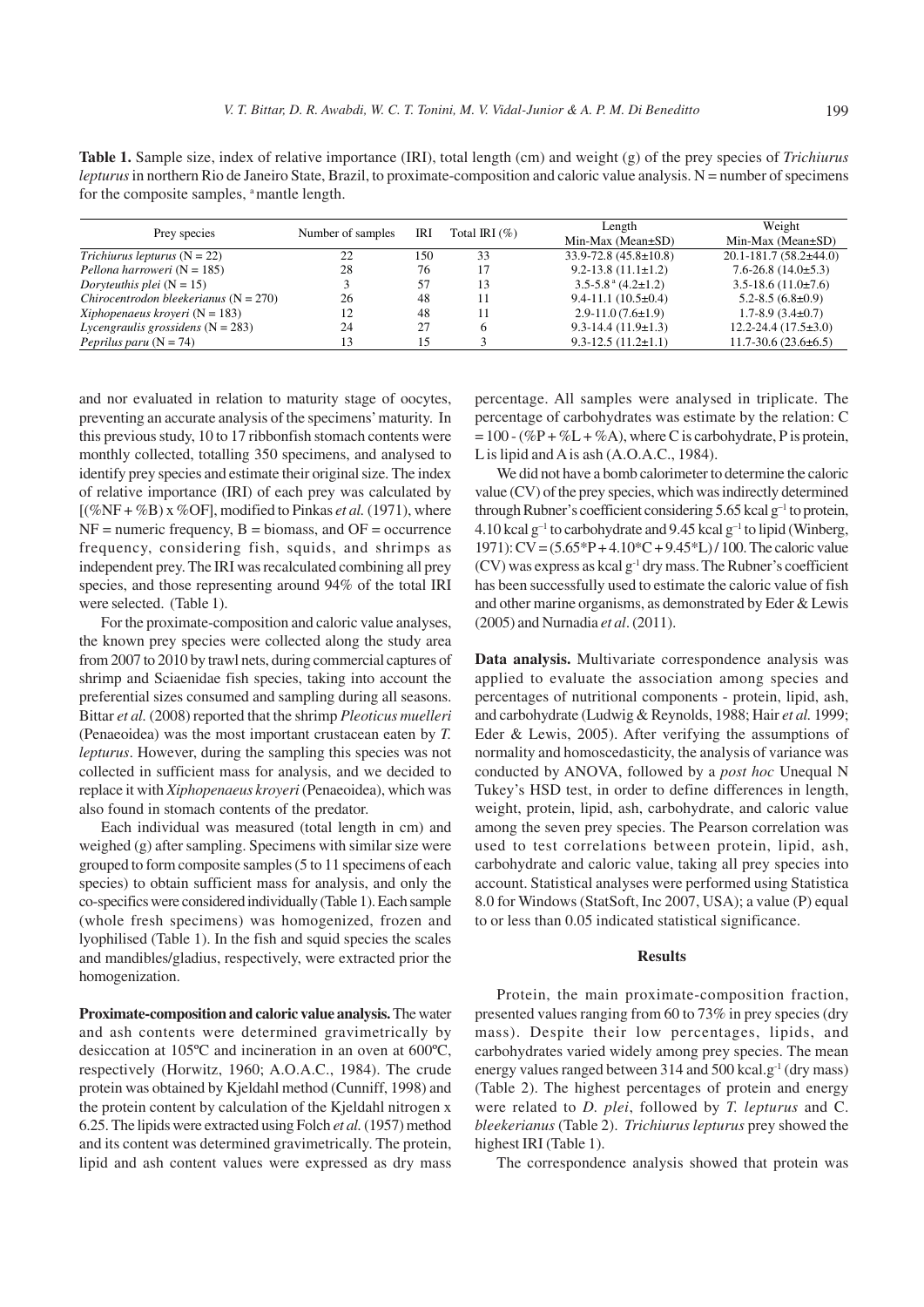**Table 1.** Sample size, index of relative importance (IRI), total length (cm) and weight (g) of the prey species of *Trichiurus lepturus* in northern Rio de Janeiro State, Brazil, to proximate-composition and caloric value analysis. N = number of specimens for the composite samples, [a] mantle length.

| Prey species | Number of samples | IRI | Total IRI (%) | Length Min-Max (Mean±SD) | Weight Min-Max (Mean±SD) |
|---|---|---|---|---|---|
| *Trichiurus lepturus* (N = 22) | 22 | 150 | 33 | 33.9-72.8 (45.8±10.8) | 20.1-181.7 (58.2±44.0) |
| *Pellona harroweri* (N = 185) | 28 | 76 | 17 | 9.2-13.8 (11.1±1.2) | 7.6-26.8 (14.0±5.3) |
| *Doryteuthis plei* (N = 15) | 3 | 57 | 13 | 3.5-5.8 [a] (4.2±1.2) | 3.5-18.6 (11.0±7.6) |
| *Chirocentrodon bleekerianus* (N = 270) | 26 | 48 | 11 | 9.4-11.1 (10.5±0.4) | 5.2-8.5 (6.8±0.9) |
| *Xiphopenaeus kroyeri* (N = 183) | 12 | 48 | 11 | 2.9-11.0 (7.6±1.9) | 1.7-8.9 (3.4±0.7) |
| *Lycengraulis grossidens* (N = 283) | 24 | 27 | 6 | 9.3-14.4 (11.9±1.3) | 12.2-24.4 (17.5±3.0) |
| *Peprilus paru* (N = 74) | 13 | 15 | 3 | 9.3-12.5 (11.2±1.1) | 11.7-30.6 (23.6±6.5) |

and nor evaluated in relation to maturity stage of oocytes, preventing an accurate analysis of the specimens' maturity. In this previous study, 10 to 17 ribbonfish stomach contents were monthly collected, totalling 350 specimens, and analysed to identify prey species and estimate their original size. The index of relative importance (IRI) of each prey was calculated by [(%NF + %B) x %OF], modified to Pinkas *et al.* (1971), where NF = numeric frequency, B = biomass, and OF = occurrence frequency, considering fish, squids, and shrimps as independent prey. The IRI was recalculated combining all prey species, and those representing around 94% of the total IRI were selected. (Table 1).

For the proximate-composition and caloric value analyses, the known prey species were collected along the study area from 2007 to 2010 by trawl nets, during commercial captures of shrimp and Sciaenidae fish species, taking into account the preferential sizes consumed and sampling during all seasons. Bittar *et al.* (2008) reported that the shrimp *Pleoticus muelleri* (Penaeoidea) was the most important crustacean eaten by *T. lepturus*. However, during the sampling this species was not collected in sufficient mass for analysis, and we decided to replace it with *Xiphopenaeus kroyeri* (Penaeoidea), which was also found in stomach contents of the predator.

Each individual was measured (total length in cm) and weighed (g) after sampling. Specimens with similar size were grouped to form composite samples (5 to 11 specimens of each species) to obtain sufficient mass for analysis, and only the co-specifics were considered individually (Table 1). Each sample (whole fresh specimens) was homogenized, frozen and lyophilised (Table 1). In the fish and squid species the scales and mandibles/gladius, respectively, were extracted prior the homogenization.

**Proximate-composition and caloric value analysis.** The water and ash contents were determined gravimetrically by desiccation at 105ºC and incineration in an oven at 605ºC, respectively (Horwitz, 1960; A.O.A.C., 1984). The crude protein was obtained by Kjeldahl method (Cunniff, 1998) and the protein content by calculation of the Kjeldahl nitrogen x 6.25. The lipids were extracted using Folch *et al.* (1957) method and its content was determined gravimetrically. The protein, lipid and ash content values were expressed as dry mass percentage. All samples were analysed in triplicate. The percentage of carbohydrates was estimate by the relation: C = 100 - (%P + %L + %A), where C is carbohydrate, P is protein, L is lipid and A is ash (A.O.A.C., 1984).

We did not have a bomb calorimeter to determine the caloric value (CV) of the prey species, which was indirectly determined through Rubner's coefficient considering 5.65 kcal $g^{-1}$ to protein, 4.10 kcal $g^{-1}$ to carbohydrate and 9.45 kcal $g^{-1}$ to lipid (Winberg, 1971): CV = (5.65*P + 4.10*C + 9.45*L) / 100. The caloric value (CV) was express as kcal $g^{-1}$ dry mass. The Rubner's coefficient has been successfully used to estimate the caloric value of fish and other marine organisms, as demonstrated by Eder & Lewis (2005) and Nurnadia *et al*. (2011).

**Data analysis.** Multivariate correspondence analysis was applied to evaluate the association among species and percentages of nutritional components - protein, lipid, ash, and carbohydrate (Ludwig & Reynolds, 1988; Hair *et al.* 1999; Eder & Lewis, 2005). After verifying the assumptions of normality and homoscedasticity, the analysis of variance was conducted by ANOVA, followed by a *post hoc* Unequal N Tukey's HSD test, in order to define differences in length, weight, protein, lipid, ash, carbohydrate, and caloric value among the seven prey species. The Pearson correlation was used to test correlations between protein, lipid, ash, carbohydrate and caloric value, taking all prey species into account. Statistical analyses were performed using Statistica 8.0 for Windows (StatSoft, Inc 2007, USA); a value (P) equal to or less than 0.05 indicated statistical significance.

## Results

Protein, the main proximate-composition fraction, presented values ranging from 60 to 73% in prey species (dry mass). Despite their low percentages, lipids, and carbohydrates varied widely among prey species. The mean energy values ranged between 314 and 500 kcal.$g^{-1}$ (dry mass) (Table 2). The highest percentages of protein and energy were related to *D. plei*, followed by *T. lepturus* and C. *bleekerianus* (Table 2). *Trichiurus lepturus* prey showed the highest IRI (Table 1).

The correspondence analysis showed that protein was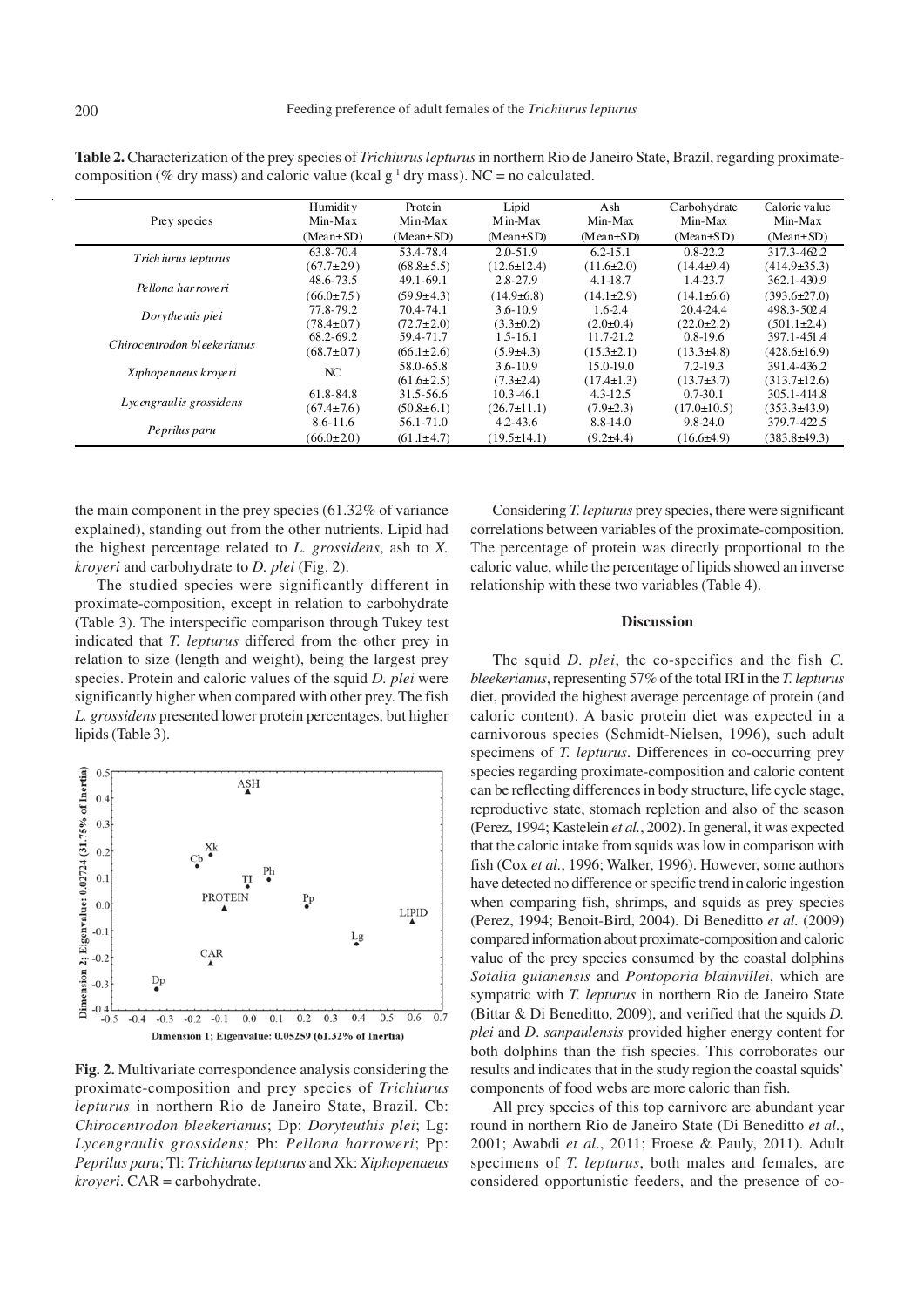**Table 2.** Characterization of the prey species of *Trichiurus lepturus* in northern Rio de Janeiro State, Brazil, regarding proximate-composition (% dry mass) and caloric value (kcal $g^{-1}$ dry mass). NC = no calculated.

| Prey species | Humidity Min-Max (Mean±SD) | Protein Min-Max (Mean±SD) | Lipid Min-Max (Mean±SD) | Ash Min-Max (Mean±SD) | Carbohydrate Min-Max (Mean±SD) | Caloric value Min-Max (Mean±SD) |
|---|---|---|---|---|---|---|
| *Trichiurus lepturus* | 63.8-70.4 (67.7±2.9) | 53.4-78.4 (68.8±5.5) | 2.0-51.9 (12.6±12.4) | 6.2-15.1 (11.6±2.0) | 0.8-22.2 (14.4±9.4) | 317.3-462.2 (414.9±35.3) |
| *Pellona harroweri* | 48.6-73.5 (66.0±7.5) | 49.1-69.1 (59.9±4.3) | 2.8-27.9 (14.9±6.8) | 4.1-18.7 (14.1±2.9) | 1.4-23.7 (14.1±6.6) | 362.1-430.9 (393.6±27.0) |
| *Dorytheutis plei* | 77.8-79.2 (78.4±0.7) | 70.4-74.1 (72.7±2.0) | 3.6-10.9 (3.3±0.2) | 1.6-2.4 (2.0±0.4) | 20.4-24.4 (22.0±2.2) | 498.3-502.4 (501.1±2.4) |
| *Chirocentrodon bleekerianus* | 68.2-69.2 (68.7±0.7) | 59.4-71.7 (66.1±2.6) | 1.5-16.1 (5.9±4.3) | 11.7-21.2 (15.3±2.1) | 0.8-19.6 (13.3±4.8) | 397.1-451.4 (428.6±16.9) |
| *Xiphopenaeus kroyeri* | NC | 58.0-65.8 (61.6±2.5) | 3.6-10.9 (7.3±2.4) | 15.0-19.0 (17.4±1.3) | 7.2-19.3 (13.7±3.7) | 391.4-436.2 (313.7±12.6) |
| *Lycengraulis grossidens* | 61.8-84.8 (67.4±7.6) | 31.5-56.6 (50.8±6.1) | 10.3-46.1 (26.7±11.1) | 4.3-12.5 (7.9±2.3) | 0.7-30.1 (17.0±10.5) | 305.1-414.8 (353.3±43.9) |
| *Peprilus paru* | 8.6-11.6 (66.0±2.0) | 56.1-71.0 (61.1±4.7) | 4.2-43.6 (19.5±14.1) | 8.8-14.0 (9.2±4.4) | 9.8-24.0 (16.6±4.9) | 379.7-422.5 (383.8±49.3) |

the main component in the prey species (61.32% of variance explained), standing out from the other nutrients. Lipid had the highest percentage related to *L. grossidens*, ash to *X. kroyeri* and carbohydrate to *D. plei* (Fig. 2).

The studied species were significantly different in proximate-composition, except in relation to carbohydrate (Table 3). The interspecific comparison through Tukey test indicated that *T. lepturus* differed from the other prey in relation to size (length and weight), being the largest prey species. Protein and caloric values of the squid *D. plei* were significantly higher when compared with other prey. The fish *L. grossidens* presented lower protein percentages, but higher lipids (Table 3).

**Fig. 2.** Multivariate correspondence analysis considering the proximate-composition and prey species of *Trichiurus lepturus* in northern Rio de Janeiro State, Brazil. Cb: *Chirocentrodon bleekerianus*; Dp: *Doryteuthis plei*; Lg: *Lycengraulis grossidens;* Ph: *Pellona harroweri*; Pp: *Peprilus paru*; Tl: *Trichiurus lepturus* and Xk: *Xiphopenaeus kroyeri*. CAR = carbohydrate.

Considering *T. lepturus* prey species, there were significant correlations between variables of the proximate-composition. The percentage of protein was directly proportional to the caloric value, while the percentage of lipids showed an inverse relationship with these two variables (Table 4).

## Discussion

The squid *D. plei*, the co-specifics and the fish *C. bleekerianus*, representing 57% of the total IRI in the *T. lepturus* diet, provided the highest average percentage of protein (and caloric content). A basic protein diet was expected in a carnivorous species (Schmidt-Nielsen, 1996), such adult specimens of *T. lepturus*. Differences in co-occurring prey species regarding proximate-composition and caloric content can be reflecting differences in body structure, life cycle stage, reproductive state, stomach repletion and also of the season (Perez, 1994; Kastelein *et al.*, 2002). In general, it was expected that the caloric intake from squids was low in comparison with fish (Cox *et al.*, 1996; Walker, 1996). However, some authors have detected no difference or specific trend in caloric ingestion when comparing fish, shrimps, and squids as prey species (Perez, 1994; Benoit-Bird, 2004). Di Beneditto *et al.* (2009) compared information about proximate-composition and caloric value of the prey species consumed by the coastal dolphins *Sotalia guianensis* and *Pontoporia blainvillei*, which are sympatric with *T. lepturus* in northern Rio de Janeiro State (Bittar & Di Beneditto, 2009), and verified that the squids *D. plei* and *D. sanpaulensis* provided higher energy content for both dolphins than the fish species. This corroborates our results and indicates that in the study region the coastal squids' components of food webs are more caloric than fish.

All prey species of this top carnivore are abundant year round in northern Rio de Janeiro State (Di Beneditto *et al.*, 2001; Awabdi *et al.*, 2011; Froese & Pauly, 2011). Adult specimens of *T. lepturus*, both males and females, are considered opportunistic feeders, and the presence of co-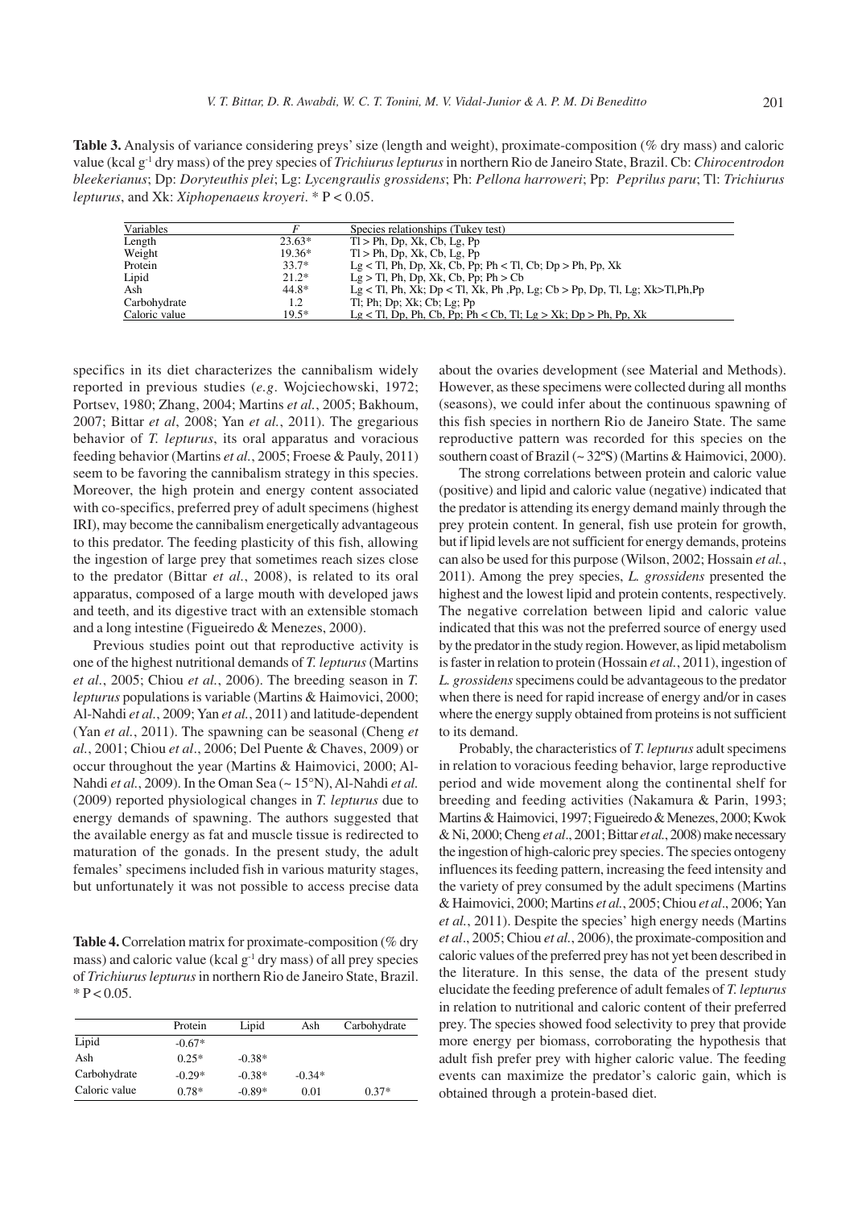**Table 3.** Analysis of variance considering preys' size (length and weight), proximate-composition (% dry mass) and caloric value (kcal $g^{-1}$ dry mass) of the prey species of *Trichiurus lepturus* in northern Rio de Janeiro State, Brazil. Cb: *Chirocentrodon bleekerianus*; Dp: *Doryteuthis plei*; Lg: *Lycengraulis grossidens*; Ph: *Pellona harroweri*; Pp: *Peprilus paru*; Tl: *Trichiurus lepturus*, and Xk: *Xiphopenaeus kroyeri*. * P < 0.05.

| Variables | *F* | Species relationships (Tukey test) |
|---|---|---|
| Length | 23.63* | Tl > Ph, Dp, Xk, Cb, Lg, Pp |
| Weight | 19.36* | Tl > Ph, Dp, Xk, Cb, Lg, Pp |
| Protein | 33.7* | Lg < Tl, Ph, Dp, Xk, Cb, Pp; Ph < Tl, Cb; Dp > Ph, Pp, Xk |
| Lipid | 21.2* | Lg > Tl, Ph, Dp, Xk, Cb, Pp; Ph > Cb |
| Ash | 44.8* | Lg < Tl, Ph, Xk; Dp < Tl, Xk, Ph ,Pp, Lg; Cb > Pp, Dp, Tl, Lg; Xk>Tl,Ph,Pp |
| Carbohydrate | 1.2 | Tl; Ph; Dp; Xk; Cb; Lg; Pp |
| Caloric value | 19.5* | Lg < Tl, Dp, Ph, Cb, Pp; Ph < Cb, Tl; Lg > Xk; Dp > Ph, Pp, Xk |

specifics in its diet characterizes the cannibalism widely reported in previous studies (*e.g*. Wojciechowski, 1972; Portsev, 1980; Zhang, 2004; Martins *et al.*, 2005; Bakhoum, 2007; Bittar *et al*, 2008; Yan *et al.*, 2011). The gregarious behavior of *T. lepturus*, its oral apparatus and voracious feeding behavior (Martins *et al.*, 2005; Froese & Pauly, 2011) seem to be favoring the cannibalism strategy in this species. Moreover, the high protein and energy content associated with co-specifics, preferred prey of adult specimens (highest IRI), may become the cannibalism energetically advantageous to this predator. The feeding plasticity of this fish, allowing the ingestion of large prey that sometimes reach sizes close to the predator (Bittar *et al.*, 2008), is related to its oral apparatus, composed of a large mouth with developed jaws and teeth, and its digestive tract with an extensible stomach and a long intestine (Figueiredo & Menezes, 2000).

Previous studies point out that reproductive activity is one of the highest nutritional demands of *T. lepturus* (Martins *et al.*, 2005; Chiou *et al.*, 2006). The breeding season in *T. lepturus* populations is variable (Martins & Haimovici, 2000; Al-Nahdi *et al.*, 2009; Yan *et al.*, 2011) and latitude-dependent (Yan *et al.*, 2011). The spawning can be seasonal (Cheng *et al.*, 2001; Chiou *et al*., 2006; Del Puente & Chaves, 2009) or occur throughout the year (Martins & Haimovici, 2000; Al-Nahdi *et al.*, 2009). In the Oman Sea (~ 15°N), Al-Nahdi *et al.* (2009) reported physiological changes in *T. lepturus* due to energy demands of spawning. The authors suggested that the available energy as fat and muscle tissue is redirected to maturation of the gonads. In the present study, the adult females' specimens included fish in various maturity stages, but unfortunately it was not possible to access precise data

**Table 4.** Correlation matrix for proximate-composition (% dry mass) and caloric value (kcal $g^{-1}$ dry mass) of all prey species of *Trichiurus lepturus* in northern Rio de Janeiro State, Brazil. * P < 0.05.

| | Protein | Lipid | Ash | Carbohydrate |
|---|---|---|---|---|
| Lipid | -0.67* | | | |
| Ash | 0.25* | -0.38* | | |
| Carbohydrate | -0.29* | -0.38* | -0.34* | |
| Caloric value | 0.78* | -0.89* | 0.01 | 0.37* |

about the ovaries development (see Material and Methods). However, as these specimens were collected during all months (seasons), we could infer about the continuous spawning of this fish species in northern Rio de Janeiro State. The same reproductive pattern was recorded for this species on the southern coast of Brazil (~ 32ºS) (Martins & Haimovici, 2000).

The strong correlations between protein and caloric value (positive) and lipid and caloric value (negative) indicated that the predator is attending its energy demand mainly through the prey protein content. In general, fish use protein for growth, but if lipid levels are not sufficient for energy demands, proteins can also be used for this purpose (Wilson, 2002; Hossain *et al.*, 2011). Among the prey species, *L. grossidens* presented the highest and the lowest lipid and protein contents, respectively. The negative correlation between lipid and caloric value indicated that this was not the preferred source of energy used by the predator in the study region. However, as lipid metabolism is faster in relation to protein (Hossain *et al.*, 2011), ingestion of *L. grossidens* specimens could be advantageous to the predator when there is need for rapid increase of energy and/or in cases where the energy supply obtained from proteins is not sufficient to its demand.

Probably, the characteristics of *T. lepturus* adult specimens in relation to voracious feeding behavior, large reproductive period and wide movement along the continental shelf for breeding and feeding activities (Nakamura & Parin, 1993; Martins & Haimovici, 1997; Figueiredo & Menezes, 2000; Kwok & Ni, 2000; Cheng *et al*., 2001; Bittar *et al.*, 2008) make necessary the ingestion of high-caloric prey species. The species ontogeny influences its feeding pattern, increasing the feed intensity and the variety of prey consumed by the adult specimens (Martins & Haimovici, 2000; Martins *et al.*, 2005; Chiou *et al*., 2006; Yan *et al.*, 2011). Despite the species' high energy needs (Martins *et al*., 2005; Chiou *et al.*, 2006), the proximate-composition and caloric values of the preferred prey has not yet been described in the literature. In this sense, the data of the present study elucidate the feeding preference of adult females of *T. lepturus* in relation to nutritional and caloric content of their preferred prey. The species showed food selectivity to prey that provide more energy per biomass, corroborating the hypothesis that adult fish prefer prey with higher caloric value. The feeding events can maximize the predator's caloric gain, which is obtained through a protein-based diet.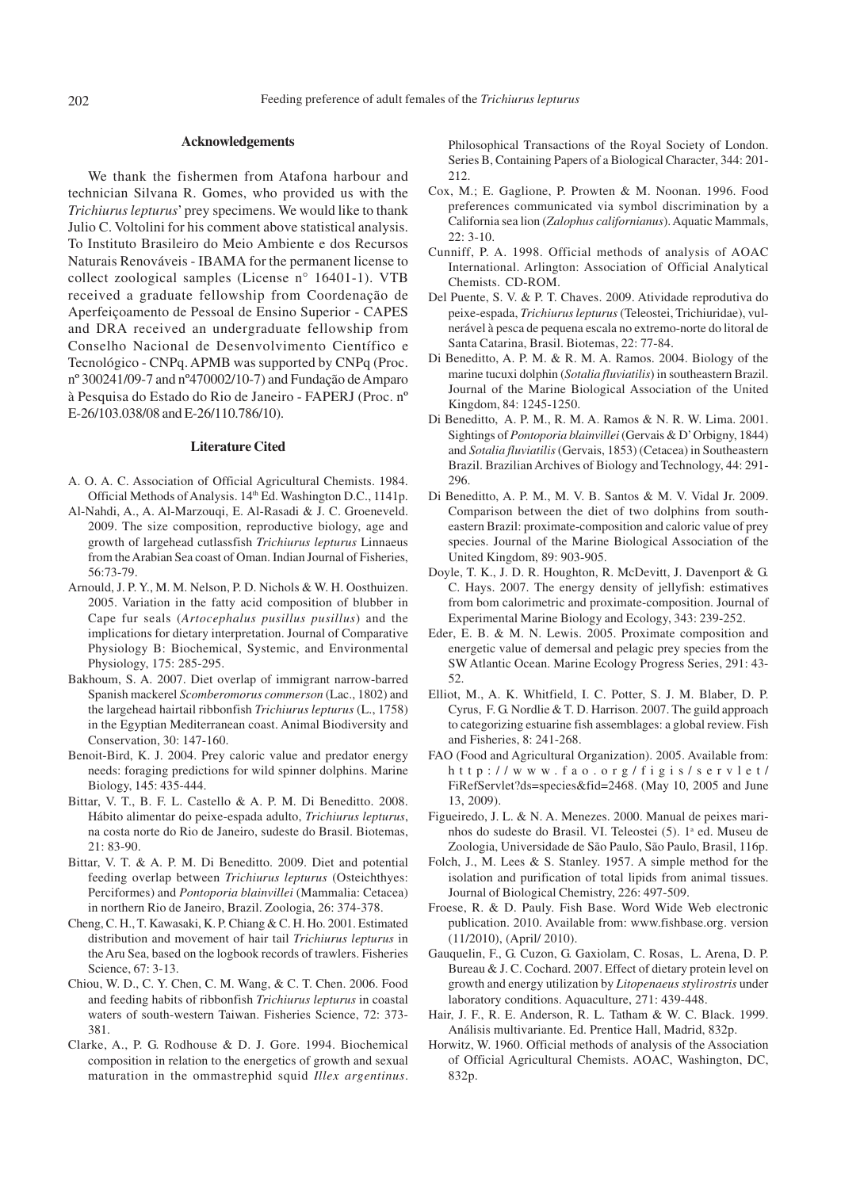## Acknowledgements

We thank the fishermen from Atafona harbour and technician Silvana R. Gomes, who provided us with the *Trichiurus lepturus*' prey specimens. We would like to thank Julio C. Voltolini for his comment above statistical analysis. To Instituto Brasileiro do Meio Ambiente e dos Recursos Naturais Renováveis - IBAMA for the permanent license to collect zoological samples (License n° 16401-1). VTB received a graduate fellowship from Coordenação de Aperfeiçoamento de Pessoal de Ensino Superior - CAPES and DRA received an undergraduate fellowship from Conselho Nacional de Desenvolvimento Científico e Tecnológico - CNPq. APMB was supported by CNPq (Proc. nº 300241/09-7 and nº470002/10-7) and Fundação de Amparo à Pesquisa do Estado do Rio de Janeiro - FAPERJ (Proc. nº E-26/103.038/08 and E-26/110.786/10).

## Literature Cited

A. O. A. C. Association of Official Agricultural Chemists. 1984. Official Methods of Analysis. 14th Ed. Washington D.C., 1141p.

Al-Nahdi, A., A. Al-Marzouqi, E. Al-Rasadi & J. C. Groeneveld. 2009. The size composition, reproductive biology, age and growth of largehead cutlassfish *Trichiurus lepturus* Linnaeus from the Arabian Sea coast of Oman. Indian Journal of Fisheries, 56:73-79.

Arnould, J. P. Y., M. M. Nelson, P. D. Nichols & W. H. Oosthuizen. 2005. Variation in the fatty acid composition of blubber in Cape fur seals (*Artocephalus pusillus pusillus*) and the implications for dietary interpretation. Journal of Comparative Physiology B: Biochemical, Systemic, and Environmental Physiology, 175: 285-295.

Bakhoum, S. A. 2007. Diet overlap of immigrant narrow-barred Spanish mackerel *Scomberomorus commerson* (Lac., 1802) and the largehead hairtail ribbonfish *Trichiurus lepturus* (L., 1758) in the Egyptian Mediterranean coast. Animal Biodiversity and Conservation, 30: 147-160.

Benoit-Bird, K. J. 2004. Prey caloric value and predator energy needs: foraging predictions for wild spinner dolphins. Marine Biology, 145: 435-444.

Bittar, V. T., B. F. L. Castello & A. P. M. Di Beneditto. 2008. Hábito alimentar do peixe-espada adulto, *Trichiurus lepturus*, na costa norte do Rio de Janeiro, sudeste do Brasil. Biotemas, 21: 83-90.

Bittar, V. T. & A. P. M. Di Beneditto. 2009. Diet and potential feeding overlap between *Trichiurus lepturus* (Osteichthyes: Perciformes) and *Pontoporia blainvillei* (Mammalia: Cetacea) in northern Rio de Janeiro, Brazil. Zoologia, 26: 374-378.

Cheng, C. H., T. Kawasaki, K. P. Chiang & C. H. Ho. 2001. Estimated distribution and movement of hair tail *Trichiurus lepturus* in the Aru Sea, based on the logbook records of trawlers. Fisheries Science, 67: 3-13.

Chiou, W. D., C. Y. Chen, C. M. Wang, & C. T. Chen. 2006. Food and feeding habits of ribbonfish *Trichiurus lepturus* in coastal waters of south-western Taiwan. Fisheries Science, 72: 373-381.

Clarke, A., P. G. Rodhouse & D. J. Gore. 1994. Biochemical composition in relation to the energetics of growth and sexual maturation in the ommastrephid squid *Illex argentinus*. Philosophical Transactions of the Royal Society of London. Series B, Containing Papers of a Biological Character, 344: 201-212.

Cox, M.; E. Gaglione, P. Prowten & M. Noonan. 1996. Food preferences communicated via symbol discrimination by a California sea lion (*Zalophus californianus*). Aquatic Mammals, 22: 3-10.

Cunniff, P. A. 1998. Official methods of analysis of AOAC International. Arlington: Association of Official Analytical Chemists. CD-ROM.

Del Puente, S. V. & P. T. Chaves. 2009. Atividade reprodutiva do peixe-espada, *Trichiurus lepturus* (Teleostei, Trichiuridae), vulnerável à pesca de pequena escala no extremo-norte do litoral de Santa Catarina, Brasil. Biotemas, 22: 77-84.

Di Beneditto, A. P. M. & R. M. A. Ramos. 2004. Biology of the marine tucuxi dolphin (*Sotalia fluviatilis*) in southeastern Brazil. Journal of the Marine Biological Association of the United Kingdom, 84: 1245-1250.

Di Beneditto, A. P. M., R. M. A. Ramos & N. R. W. Lima. 2001. Sightings of *Pontoporia blainvillei* (Gervais & D' Orbigny, 1844) and *Sotalia fluviatilis* (Gervais, 1853) (Cetacea) in Southeastern Brazil. Brazilian Archives of Biology and Technology, 44: 291-296.

Di Beneditto, A. P. M., M. V. B. Santos & M. V. Vidal Jr. 2009. Comparison between the diet of two dolphins from southeastern Brazil: proximate-composition and caloric value of prey species. Journal of the Marine Biological Association of the United Kingdom, 89: 903-905.

Doyle, T. K., J. D. R. Houghton, R. McDevitt, J. Davenport & G. C. Hays. 2007. The energy density of jellyfish: estimatives from bom calorimetric and proximate-composition. Journal of Experimental Marine Biology and Ecology, 343: 239-252.

Eder, E. B. & M. N. Lewis. 2005. Proximate composition and energetic value of demersal and pelagic prey species from the SW Atlantic Ocean. Marine Ecology Progress Series, 291: 43-52.

Elliot, M., A. K. Whitfield, I. C. Potter, S. J. M. Blaber, D. P. Cyrus, F. G. Nordlie & T. D. Harrison. 2007. The guild approach to categorizing estuarine fish assemblages: a global review. Fish and Fisheries, 8: 241-268.

FAO (Food and Agricultural Organization). 2005. Available from: http://www.fao.org/figis/servlet/FiRefServlet?ds=species&fid=2468. (May 10, 2005 and June 13, 2009).

Figueiredo, J. L. & N. A. Menezes. 2000. Manual de peixes marinhos do sudeste do Brasil. VI. Teleostei (5). 1a ed. Museu de Zoologia, Universidade de São Paulo, São Paulo, Brasil, 116p.

Folch, J., M. Lees & S. Stanley. 1957. A simple method for the isolation and purification of total lipids from animal tissues. Journal of Biological Chemistry, 226: 497-509.

Froese, R. & D. Pauly. Fish Base. Word Wide Web electronic publication. 2010. Available from: www.fishbase.org. version (11/2010), (April/ 2010).

Gauquelin, F., G. Cuzon, G. Gaxiolam, C. Rosas, L. Arena, D. P. Bureau & J. C. Cochard. 2007. Effect of dietary protein level on growth and energy utilization by *Litopenaeus stylirostris* under laboratory conditions. Aquaculture, 271: 439-448.

Hair, J. F., R. E. Anderson, R. L. Tatham & W. C. Black. 1999. Análisis multivariante. Ed. Prentice Hall, Madrid, 832p.

Horwitz, W. 1960. Official methods of analysis of the Association of Official Agricultural Chemists. AOAC, Washington, DC, 832p.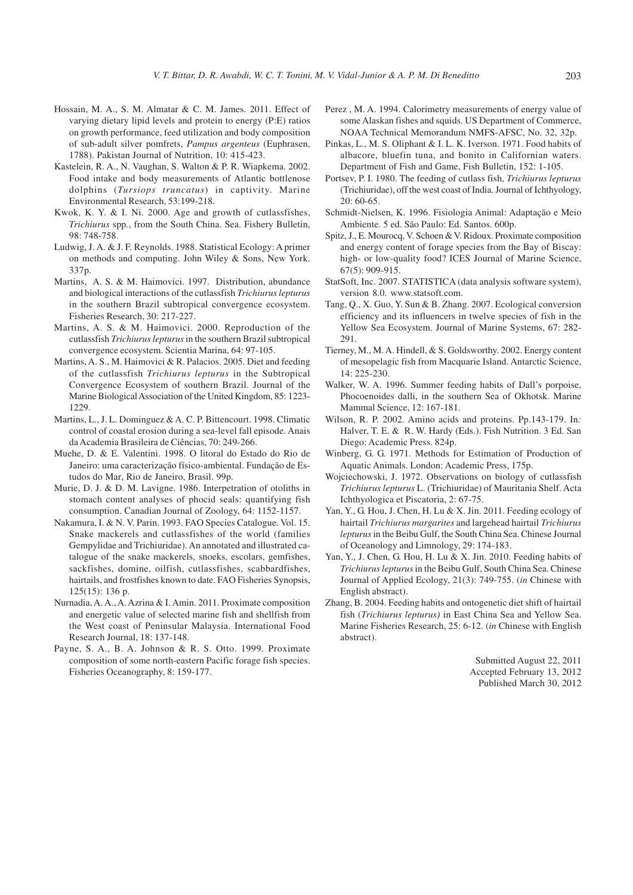Hossain, M. A., S. M. Almatar & C. M. James. 2011. Effect of varying dietary lipid levels and protein to energy (P:E) ratios on growth performance, feed utilization and body composition of sub-adult silver pomfrets, *Pampus argenteus* (Euphrasen, 1788). Pakistan Journal of Nutrition, 10: 415-423.

Kastelein, R. A., N. Vaughan, S. Walton & P. R. Wiapkema. 2002. Food intake and body measurements of Atlantic bottlenose dolphins (*Tursiops truncatus*) in captivity. Marine Environmental Research, 53:199-218.

Kwok, K. Y. & I. Ni. 2000. Age and growth of cutlassfishes, *Trichiurus* spp., from the South China. Sea. Fishery Bulletin, 98: 748-758.

Ludwig, J. A. & J. F. Reynolds. 1988. Statistical Ecology: A primer on methods and computing. John Wiley & Sons, New York. 337p.

Martins, A. S. & M. Haimovici. 1997. Distribution, abundance and biological interactions of the cutlassfish *Trichiurus lepturus* in the southern Brazil subtropical convergence ecosystem. Fisheries Research, 30: 217-227.

Martins, A. S. & M. Haimovici. 2000. Reproduction of the cutlassfish *Trichiurus lepturus* in the southern Brazil subtropical convergence ecosystem. Scientia Marina, 64: 97-105.

Martins, A. S., M. Haimovici & R. Palacios. 2005. Diet and feeding of the cutlassfish *Trichiurus lepturus* in the Subtropical Convergence Ecosystem of southern Brazil. Journal of the Marine Biological Association of the United Kingdom, 85: 1223-1229.

Martins, L., J. L. Dominguez & A. C. P. Bittencourt. 1998. Climatic control of coastal erosion during a sea-level fall episode. Anais da Academia Brasileira de Ciências, 70: 249-266.

Muehe, D. & E. Valentini. 1998. O litoral do Estado do Rio de Janeiro: uma caracterização físico-ambiental. Fundação de Estudos do Mar, Rio de Janeiro, Brasil. 99p.

Murie, D. J. & D. M. Lavigne. 1986. Interpetration of otoliths in stomach content analyses of phocid seals: quantifying fish consumption. Canadian Journal of Zoology, 64: 1152-1157.

Nakamura, I. & N. V. Parin. 1993. FAO Species Catalogue. Vol. 15. Snake mackerels and cutlassfishes of the world (families Gempylidae and Trichiuridae). An annotated and illustrated catalogue of the snake mackerels, snoeks, escolars, gemfishes, sackfishes, domine, oilfish, cutlassfishes, scabbardfishes, hairtails, and frostfishes known to date. FAO Fisheries Synopsis, 125(15): 136 p.

Nurnadia, A. A., A. Azrina & I. Amin. 2011. Proximate composition and energetic value of selected marine fish and shellfish from the West coast of Peninsular Malaysia. International Food Research Journal, 18: 137-148.

Payne, S. A., B. A. Johnson & R. S. Otto. 1999. Proximate composition of some north-eastern Pacific forage fish species. Fisheries Oceanography, 8: 159-177.

Perez , M. A. 1994. Calorimetry measurements of energy value of some Alaskan fishes and squids. US Department of Commerce, NOAA Technical Memorandum NMFS-AFSC, No. 32, 32p.

Pinkas, L., M. S. Oliphant & I. L. K. Iverson. 1971. Food habits of albacore, bluefin tuna, and bonito in Californian waters. Department of Fish and Game, Fish Bulletin, 152: 1-105.

Portsev, P. I. 1980. The feeding of cutlass fish, *Trichiurus lepturus* (Trichiuridae), off the west coast of India. Journal of Ichthyology, 20: 60-65.

Schmidt-Nielsen, K. 1996. Fisiologia Animal: Adaptação e Meio Ambiente. 5 ed. São Paulo: Ed. Santos. 600p.

Spitz, J., E. Mourocq, V. Schoen & V. Ridoux. Proximate composition and energy content of forage species from the Bay of Biscay: high- or low-quality food? ICES Journal of Marine Science, 67(5): 909-915.

StatSoft, Inc. 2007. STATISTICA (data analysis software system), version 8.0. www.statsoft.com.

Tang, Q., X. Guo, Y. Sun & B. Zhang. 2007. Ecological conversion efficiency and its influencers in twelve species of fish in the Yellow Sea Ecosystem. Journal of Marine Systems, 67: 282-291.

Tierney, M., M. A. Hindell, & S. Goldsworthy. 2002. Energy content of mesopelagic fish from Macquarie Island. Antarctic Science, 14: 225-230.

Walker, W. A. 1996. Summer feeding habits of Dall's porpoise, Phocoenoides dalli, in the southern Sea of Okhotsk. Marine Mammal Science, 12: 167-181.

Wilson, R. P. 2002. Amino acids and proteins. Pp.143-179. In*:* Halver, T. E. & R. W. Hardy (Eds.). Fish Nutrition. 3 Ed. San Diego: Academic Press. 824p.

Winberg, G. G. 1971. Methods for Estimation of Production of Aquatic Animals. London: Academic Press, 175p.

Wojciechowski, J. 1972. Observations on biology of cutlassfish *Trichiurus lepturus* L. (Trichiuridae) of Mauritania Shelf. Acta Ichthyologica et Piscatoria, 2: 67-75.

Yan, Y., G. Hou, J. Chen, H. Lu & X. Jin. 2011. Feeding ecology of hairtail *Trichiurus margarites* and largehead hairtail *Trichiurus lepturus* in the Beibu Gulf, the South China Sea. Chinese Journal of Oceanology and Limnology, 29: 174-183.

Yan, Y., J. Chen, G. Hou, H. Lu & X. Jin. 2010. Feeding habits of *Trichiurus lepturus* in the Beibu Gulf, South China Sea. Chinese Journal of Applied Ecology, 21(3): 749-755. (*in* Chinese with English abstract).

Zhang, B. 2004. Feeding habits and ontogenetic diet shift of hairtail fish (*Trichiurus lepturus)* in East China Sea and Yellow Sea. Marine Fisheries Research, 25: 6-12. (*in* Chinese with English abstract).

Submitted August 22, 2011
Accepted February 13, 2012
Published March 30, 2012